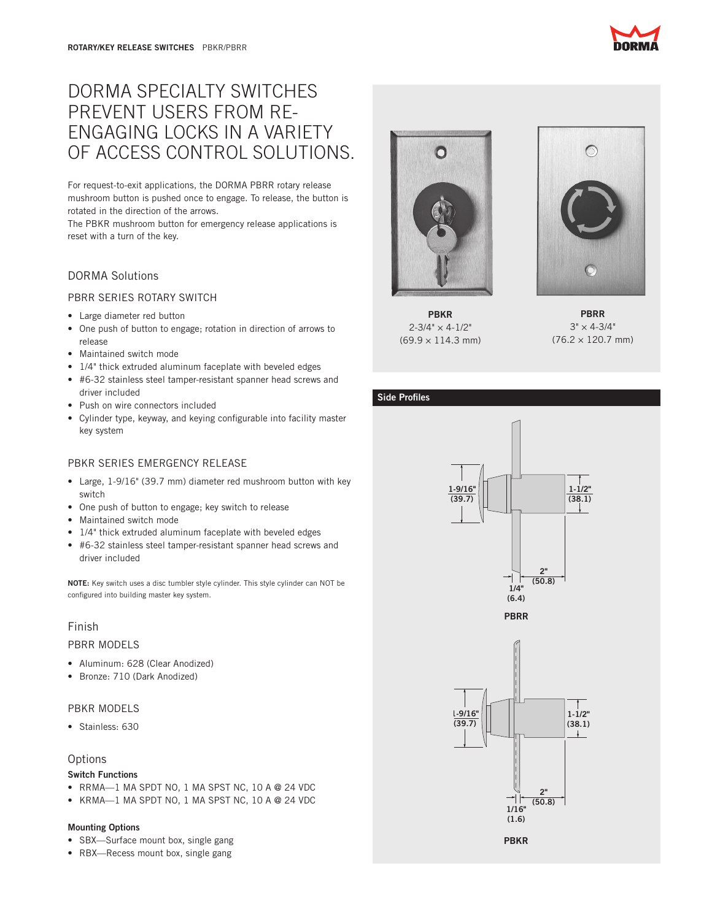# DORMA SPECIALTY SWITCHES PREVENT USERS FROM RE-ENGAGING LOCKS IN A VARIETY OF ACCESS CONTROL SOLUTIONS.

For request-to-exit applications, the DORMA PBRR rotary release mushroom button is pushed once to engage. To release, the button is rotated in the direction of the arrows.
The PBKR mushroom button for emergency release applications is reset with a turn of the key.

## DORMA Solutions

### PBRR SERIES ROTARY SWITCH

- Large diameter red button
- One push of button to engage; rotation in direction of arrows to release
- Maintained switch mode
- 1/4" thick extruded aluminum faceplate with beveled edges
- #6-32 stainless steel tamper-resistant spanner head screws and driver included
- Push on wire connectors included
- Cylinder type, keyway, and keying configurable into facility master key system

### PBKR SERIES EMERGENCY RELEASE

- Large, 1-9/16" (39.7 mm) diameter red mushroom button with key switch
- One push of button to engage; key switch to release
- Maintained switch mode
- 1/4" thick extruded aluminum faceplate with beveled edges
- #6-32 stainless steel tamper-resistant spanner head screws and driver included

**NOTE:** Key switch uses a disc tumbler style cylinder. This style cylinder can NOT be configured into building master key system.

## Finish

### PBRR MODELS

- Aluminum: 628 (Clear Anodized)
- Bronze: 710 (Dark Anodized)

### PBKR MODELS

- Stainless: 630

## Options

**Switch Functions**

- RRMA—1 MA SPDT NO, 1 MA SPST NC, 10 A @ 24 VDC
- KRMA—1 MA SPDT NO, 1 MA SPST NC, 10 A @ 24 VDC

**Mounting Options**

- SBX—Surface mount box, single gang
- RBX—Recess mount box, single gang

**PBKR**
2-3/4" × 4-1/2"
(69.9 × 114.3 mm)

**PBRR**
3" × 4-3/4"
(76.2 × 120.7 mm)

## Side Profiles

1-9/16" (39.7) | 1-1/2" (38.1) | 2" (50.8) | 1/4" (6.4)

**PBRR**

1-9/16" (39.7) | 1-1/2" (38.1) | 2" (50.8) | 1/16" (1.6)

**PBKR**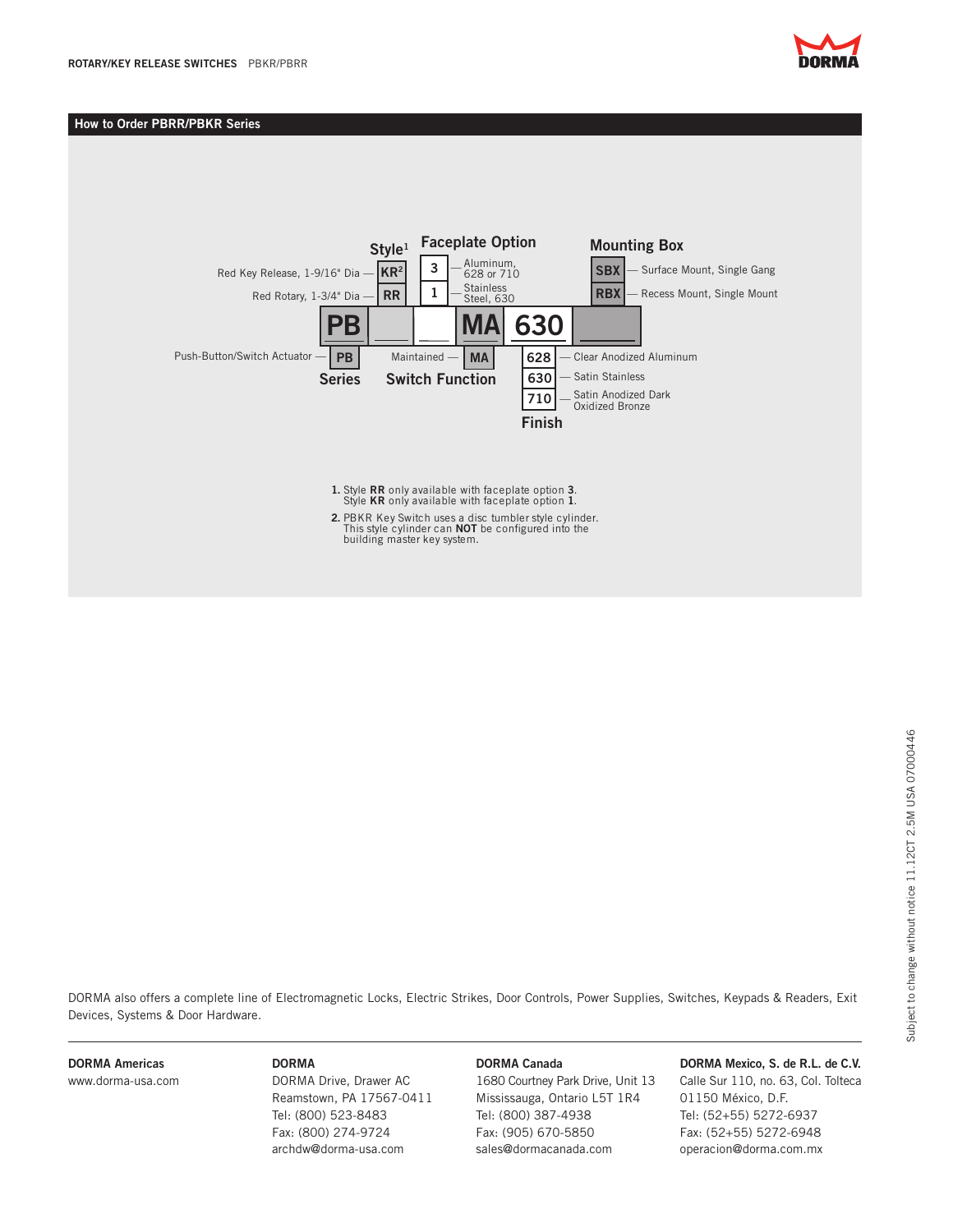## How to Order PBRR/PBKR Series

| PB | Style[1] | Faceplate Option | MA | 630 | Mounting Box |
|---|---|---|---|---|---|

**Series**
- PB — Push-Button/Switch Actuator

**Style[1]**
- KR[2] — Red Key Release, 1-9/16" Dia
- RR — Red Rotary, 1-3/4" Dia

**Faceplate Option**
- 3 — Aluminum, 628 or 710
- 1 — Stainless Steel, 630

**Switch Function**
- MA — Maintained

**Finish**
- 628 — Clear Anodized Aluminum
- 630 — Satin Stainless
- 710 — Satin Anodized Dark Oxidized Bronze

**Mounting Box**
- SBX — Surface Mount, Single Gang
- RBX — Recess Mount, Single Mount

1. Style **RR** only available with faceplate option **3**.
   Style **KR** only available with faceplate option **1**.
2. PBKR Key Switch uses a disc tumbler style cylinder. This style cylinder can **NOT** be configured into the building master key system.

DORMA also offers a complete line of Electromagnetic Locks, Electric Strikes, Door Controls, Power Supplies, Switches, Keypads & Readers, Exit Devices, Systems & Door Hardware.

**DORMA Americas**
www.dorma-usa.com

**DORMA**
DORMA Drive, Drawer AC
Reamstown, PA 17567-0411
Tel: (800) 523-8483
Fax: (800) 274-9724
archdw@dorma-usa.com

**DORMA Canada**
1680 Courtney Park Drive, Unit 13
Mississauga, Ontario L5T 1R4
Tel: (800) 387-4938
Fax: (905) 670-5850
sales@dormacanada.com

**DORMA Mexico, S. de R.L. de C.V.**
Calle Sur 110, no. 63, Col. Tolteca
01150 México, D.F.
Tel: (52+55) 5272-6937
Fax: (52+55) 5272-6948
operacion@dorma.com.mx

Subject to change without notice 11.12CT 2.5M USA 07000446